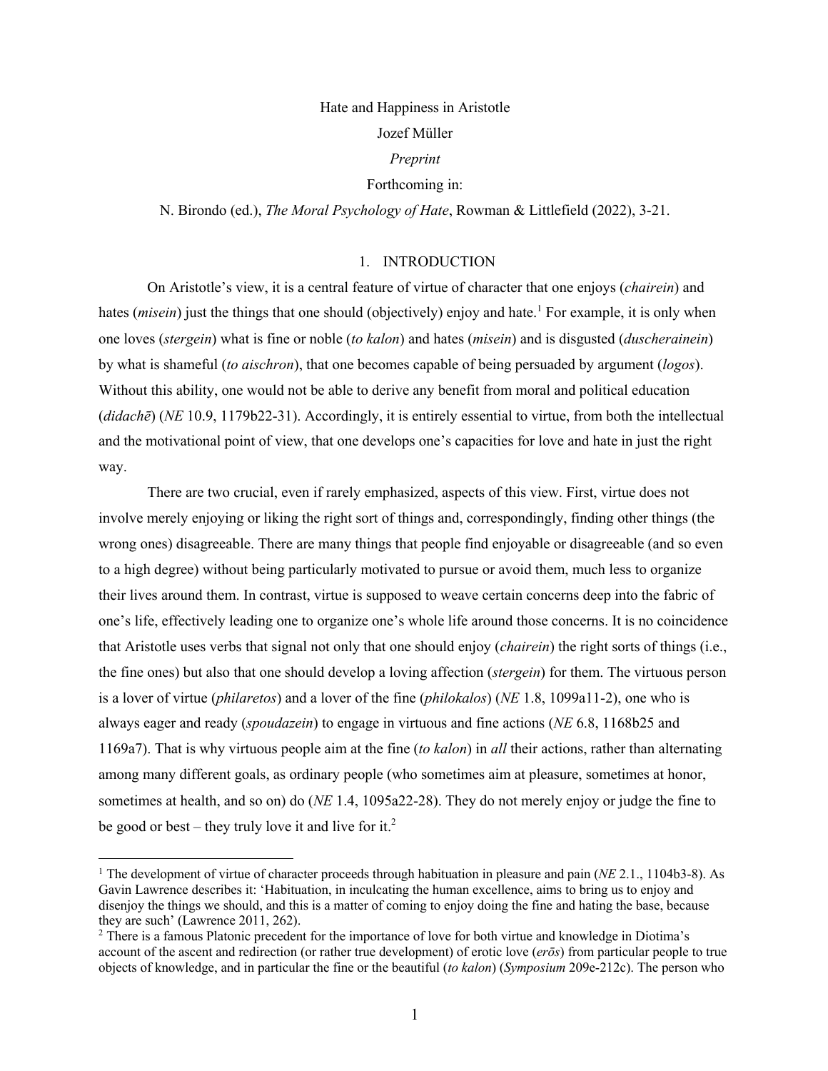Hate and Happiness in Aristotle

Jozef Müller

*Preprint*

Forthcoming in:

N. Birondo (ed.), *The Moral Psychology of Hate*, Rowman & Littlefield (2022), 3-21.

## 1. INTRODUCTION

On Aristotle's view, it is a central feature of virtue of character that one enjoys (*chairein*) and hates (*misein*) just the things that one should (objectively) enjoy and hate.[1] For example, it is only when one loves (*stergein*) what is fine or noble (*to kalon*) and hates (*misein*) and is disgusted (*duscherainein*) by what is shameful (*to aischron*), that one becomes capable of being persuaded by argument (*logos*). Without this ability, one would not be able to derive any benefit from moral and political education (*didachē*) (*NE* 10.9, 1179b22-31). Accordingly, it is entirely essential to virtue, from both the intellectual and the motivational point of view, that one develops one's capacities for love and hate in just the right way.

There are two crucial, even if rarely emphasized, aspects of this view. First, virtue does not involve merely enjoying or liking the right sort of things and, correspondingly, finding other things (the wrong ones) disagreeable. There are many things that people find enjoyable or disagreeable (and so even to a high degree) without being particularly motivated to pursue or avoid them, much less to organize their lives around them. In contrast, virtue is supposed to weave certain concerns deep into the fabric of one's life, effectively leading one to organize one's whole life around those concerns. It is no coincidence that Aristotle uses verbs that signal not only that one should enjoy (*chairein*) the right sorts of things (i.e., the fine ones) but also that one should develop a loving affection (*stergein*) for them. The virtuous person is a lover of virtue (*philaretos*) and a lover of the fine (*philokalos*) (*NE* 1.8, 1099a11-2), one who is always eager and ready (*spoudazein*) to engage in virtuous and fine actions (*NE* 6.8, 1168b25 and 1169a7). That is why virtuous people aim at the fine (*to kalon*) in *all* their actions, rather than alternating among many different goals, as ordinary people (who sometimes aim at pleasure, sometimes at honor, sometimes at health, and so on) do (*NE* 1.4, 1095a22-28). They do not merely enjoy or judge the fine to be good or best – they truly love it and live for it.[2]

---

[1] The development of virtue of character proceeds through habituation in pleasure and pain (*NE* 2.1., 1104b3-8). As Gavin Lawrence describes it: 'Habituation, in inculcating the human excellence, aims to bring us to enjoy and disenjoy the things we should, and this is a matter of coming to enjoy doing the fine and hating the base, because they are such' (Lawrence 2011, 262).

[2] There is a famous Platonic precedent for the importance of love for both virtue and knowledge in Diotima's account of the ascent and redirection (or rather true development) of erotic love (*erōs*) from particular people to true objects of knowledge, and in particular the fine or the beautiful (*to kalon*) (*Symposium* 209e-212c). The person who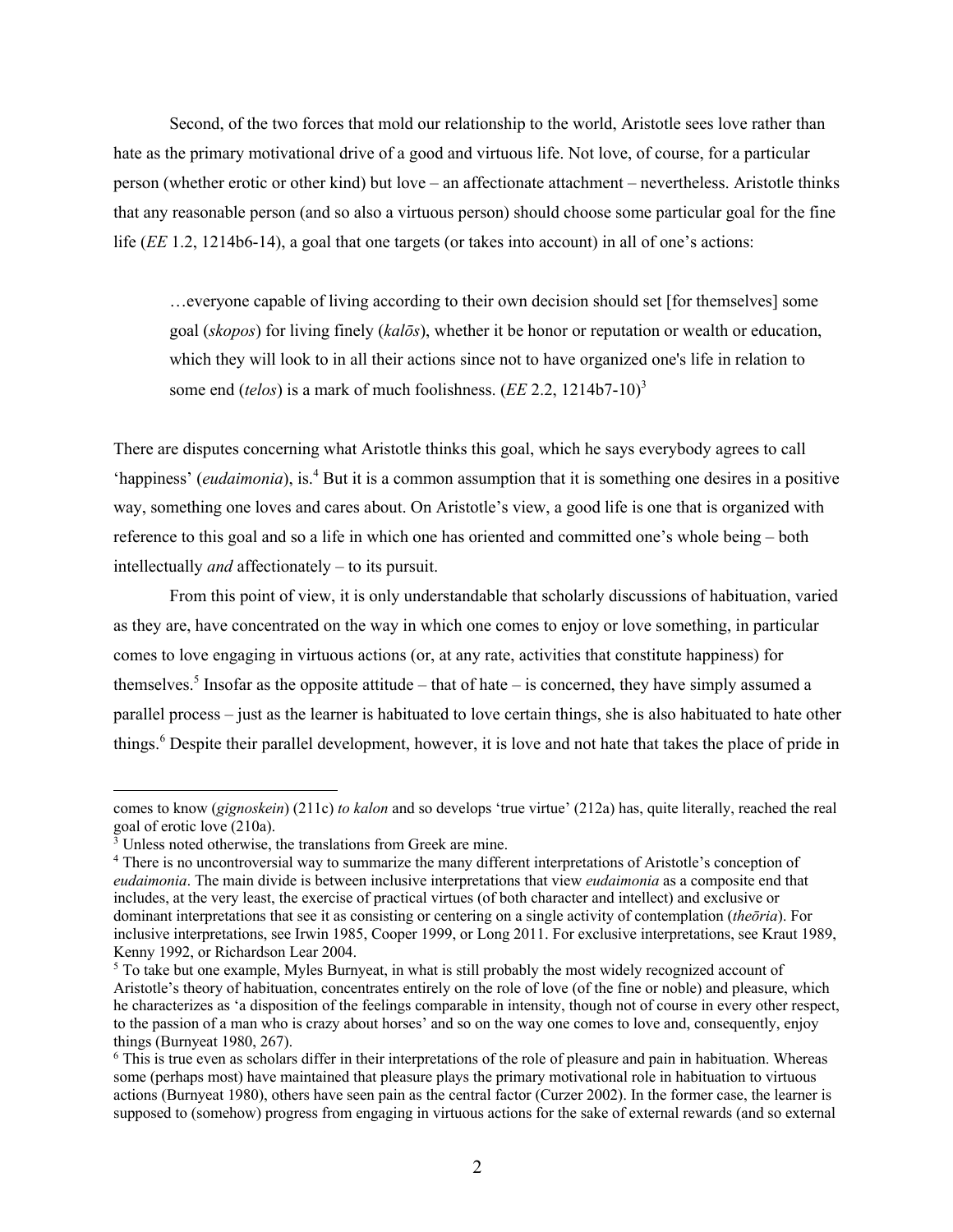Second, of the two forces that mold our relationship to the world, Aristotle sees love rather than hate as the primary motivational drive of a good and virtuous life. Not love, of course, for a particular person (whether erotic or other kind) but love – an affectionate attachment – nevertheless. Aristotle thinks that any reasonable person (and so also a virtuous person) should choose some particular goal for the fine life (*EE* 1.2, 1214b6-14), a goal that one targets (or takes into account) in all of one's actions:

> …everyone capable of living according to their own decision should set [for themselves] some goal (*skopos*) for living finely (*kalōs*), whether it be honor or reputation or wealth or education, which they will look to in all their actions since not to have organized one's life in relation to some end (*telos*) is a mark of much foolishness. (*EE* 2.2, 1214b7-10)[3]

There are disputes concerning what Aristotle thinks this goal, which he says everybody agrees to call 'happiness' (*eudaimonia*), is.[4] But it is a common assumption that it is something one desires in a positive way, something one loves and cares about. On Aristotle's view, a good life is one that is organized with reference to this goal and so a life in which one has oriented and committed one's whole being – both intellectually *and* affectionately – to its pursuit.

From this point of view, it is only understandable that scholarly discussions of habituation, varied as they are, have concentrated on the way in which one comes to enjoy or love something, in particular comes to love engaging in virtuous actions (or, at any rate, activities that constitute happiness) for themselves.[5] Insofar as the opposite attitude – that of hate – is concerned, they have simply assumed a parallel process – just as the learner is habituated to love certain things, she is also habituated to hate other things.[6] Despite their parallel development, however, it is love and not hate that takes the place of pride in

---

comes to know (*gignoskein*) (211c) *to kalon* and so develops 'true virtue' (212a) has, quite literally, reached the real goal of erotic love (210a).

[3] Unless noted otherwise, the translations from Greek are mine.

[4] There is no uncontroversial way to summarize the many different interpretations of Aristotle's conception of *eudaimonia*. The main divide is between inclusive interpretations that view *eudaimonia* as a composite end that includes, at the very least, the exercise of practical virtues (of both character and intellect) and exclusive or dominant interpretations that see it as consisting or centering on a single activity of contemplation (*theōria*). For inclusive interpretations, see Irwin 1985, Cooper 1999, or Long 2011. For exclusive interpretations, see Kraut 1989, Kenny 1992, or Richardson Lear 2004.

[5] To take but one example, Myles Burnyeat, in what is still probably the most widely recognized account of Aristotle's theory of habituation, concentrates entirely on the role of love (of the fine or noble) and pleasure, which he characterizes as 'a disposition of the feelings comparable in intensity, though not of course in every other respect, to the passion of a man who is crazy about horses' and so on the way one comes to love and, consequently, enjoy things (Burnyeat 1980, 267).

[6] This is true even as scholars differ in their interpretations of the role of pleasure and pain in habituation. Whereas some (perhaps most) have maintained that pleasure plays the primary motivational role in habituation to virtuous actions (Burnyeat 1980), others have seen pain as the central factor (Curzer 2002). In the former case, the learner is supposed to (somehow) progress from engaging in virtuous actions for the sake of external rewards (and so external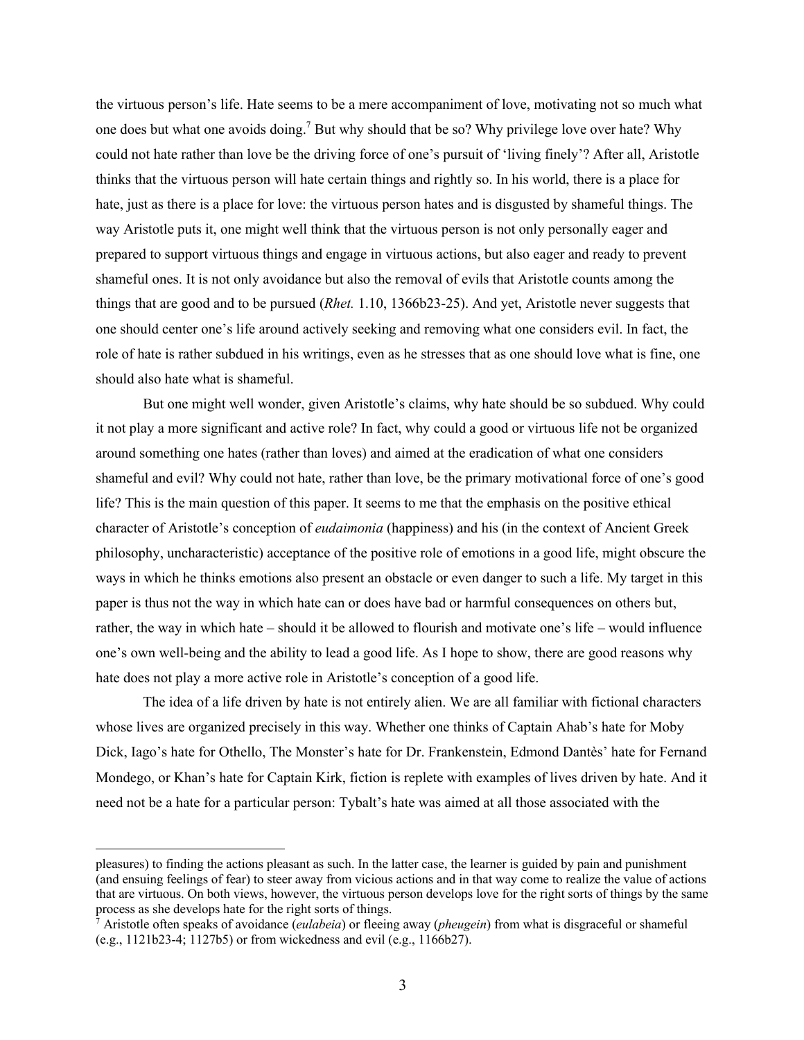the virtuous person's life. Hate seems to be a mere accompaniment of love, motivating not so much what one does but what one avoids doing.[7] But why should that be so? Why privilege love over hate? Why could not hate rather than love be the driving force of one's pursuit of 'living finely'? After all, Aristotle thinks that the virtuous person will hate certain things and rightly so. In his world, there is a place for hate, just as there is a place for love: the virtuous person hates and is disgusted by shameful things. The way Aristotle puts it, one might well think that the virtuous person is not only personally eager and prepared to support virtuous things and engage in virtuous actions, but also eager and ready to prevent shameful ones. It is not only avoidance but also the removal of evils that Aristotle counts among the things that are good and to be pursued (*Rhet.* 1.10, 1366b23-25). And yet, Aristotle never suggests that one should center one's life around actively seeking and removing what one considers evil. In fact, the role of hate is rather subdued in his writings, even as he stresses that as one should love what is fine, one should also hate what is shameful.

But one might well wonder, given Aristotle's claims, why hate should be so subdued. Why could it not play a more significant and active role? In fact, why could a good or virtuous life not be organized around something one hates (rather than loves) and aimed at the eradication of what one considers shameful and evil? Why could not hate, rather than love, be the primary motivational force of one's good life? This is the main question of this paper. It seems to me that the emphasis on the positive ethical character of Aristotle's conception of *eudaimonia* (happiness) and his (in the context of Ancient Greek philosophy, uncharacteristic) acceptance of the positive role of emotions in a good life, might obscure the ways in which he thinks emotions also present an obstacle or even danger to such a life. My target in this paper is thus not the way in which hate can or does have bad or harmful consequences on others but, rather, the way in which hate – should it be allowed to flourish and motivate one's life – would influence one's own well-being and the ability to lead a good life. As I hope to show, there are good reasons why hate does not play a more active role in Aristotle's conception of a good life.

The idea of a life driven by hate is not entirely alien. We are all familiar with fictional characters whose lives are organized precisely in this way. Whether one thinks of Captain Ahab's hate for Moby Dick, Iago's hate for Othello, The Monster's hate for Dr. Frankenstein, Edmond Dantès' hate for Fernand Mondego, or Khan's hate for Captain Kirk, fiction is replete with examples of lives driven by hate. And it need not be a hate for a particular person: Tybalt's hate was aimed at all those associated with the

---

pleasures) to finding the actions pleasant as such. In the latter case, the learner is guided by pain and punishment (and ensuing feelings of fear) to steer away from vicious actions and in that way come to realize the value of actions that are virtuous. On both views, however, the virtuous person develops love for the right sorts of things by the same process as she develops hate for the right sorts of things.

[7] Aristotle often speaks of avoidance (*eulabeia*) or fleeing away (*pheugein*) from what is disgraceful or shameful (e.g., 1121b23-4; 1127b5) or from wickedness and evil (e.g., 1166b27).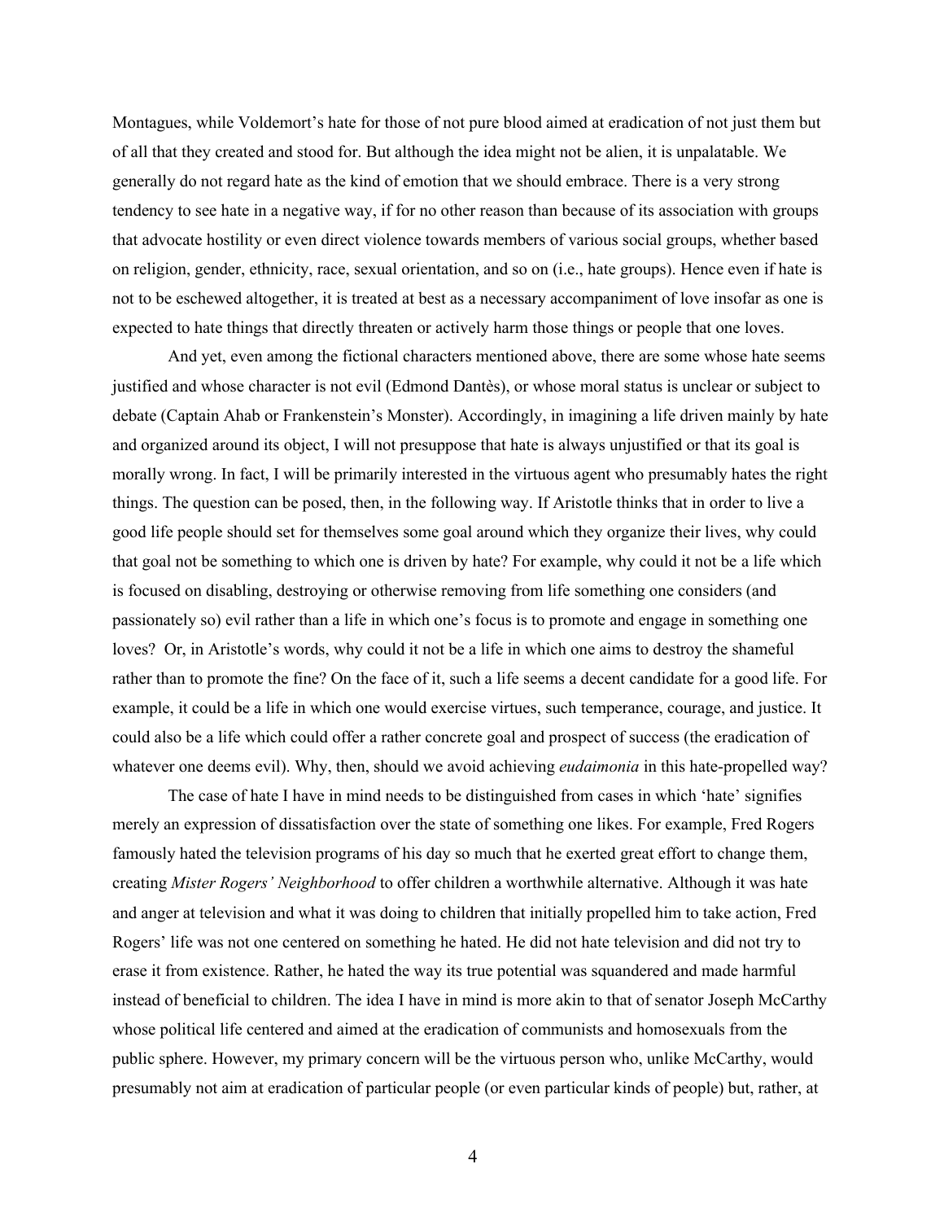Montagues, while Voldemort's hate for those of not pure blood aimed at eradication of not just them but of all that they created and stood for. But although the idea might not be alien, it is unpalatable. We generally do not regard hate as the kind of emotion that we should embrace. There is a very strong tendency to see hate in a negative way, if for no other reason than because of its association with groups that advocate hostility or even direct violence towards members of various social groups, whether based on religion, gender, ethnicity, race, sexual orientation, and so on (i.e., hate groups). Hence even if hate is not to be eschewed altogether, it is treated at best as a necessary accompaniment of love insofar as one is expected to hate things that directly threaten or actively harm those things or people that one loves.

And yet, even among the fictional characters mentioned above, there are some whose hate seems justified and whose character is not evil (Edmond Dantès), or whose moral status is unclear or subject to debate (Captain Ahab or Frankenstein's Monster). Accordingly, in imagining a life driven mainly by hate and organized around its object, I will not presuppose that hate is always unjustified or that its goal is morally wrong. In fact, I will be primarily interested in the virtuous agent who presumably hates the right things. The question can be posed, then, in the following way. If Aristotle thinks that in order to live a good life people should set for themselves some goal around which they organize their lives, why could that goal not be something to which one is driven by hate? For example, why could it not be a life which is focused on disabling, destroying or otherwise removing from life something one considers (and passionately so) evil rather than a life in which one's focus is to promote and engage in something one loves? Or, in Aristotle's words, why could it not be a life in which one aims to destroy the shameful rather than to promote the fine? On the face of it, such a life seems a decent candidate for a good life. For example, it could be a life in which one would exercise virtues, such temperance, courage, and justice. It could also be a life which could offer a rather concrete goal and prospect of success (the eradication of whatever one deems evil). Why, then, should we avoid achieving *eudaimonia* in this hate-propelled way?

The case of hate I have in mind needs to be distinguished from cases in which 'hate' signifies merely an expression of dissatisfaction over the state of something one likes. For example, Fred Rogers famously hated the television programs of his day so much that he exerted great effort to change them, creating *Mister Rogers' Neighborhood* to offer children a worthwhile alternative. Although it was hate and anger at television and what it was doing to children that initially propelled him to take action, Fred Rogers' life was not one centered on something he hated. He did not hate television and did not try to erase it from existence. Rather, he hated the way its true potential was squandered and made harmful instead of beneficial to children. The idea I have in mind is more akin to that of senator Joseph McCarthy whose political life centered and aimed at the eradication of communists and homosexuals from the public sphere. However, my primary concern will be the virtuous person who, unlike McCarthy, would presumably not aim at eradication of particular people (or even particular kinds of people) but, rather, at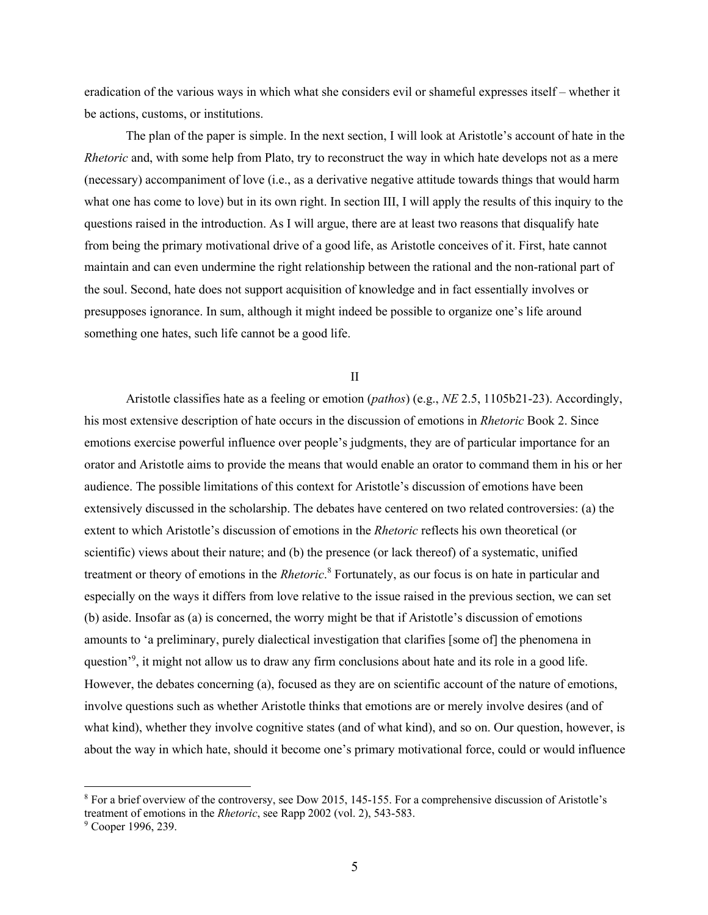eradication of the various ways in which what she considers evil or shameful expresses itself – whether it be actions, customs, or institutions.

The plan of the paper is simple. In the next section, I will look at Aristotle's account of hate in the *Rhetoric* and, with some help from Plato, try to reconstruct the way in which hate develops not as a mere (necessary) accompaniment of love (i.e., as a derivative negative attitude towards things that would harm what one has come to love) but in its own right. In section III, I will apply the results of this inquiry to the questions raised in the introduction. As I will argue, there are at least two reasons that disqualify hate from being the primary motivational drive of a good life, as Aristotle conceives of it. First, hate cannot maintain and can even undermine the right relationship between the rational and the non-rational part of the soul. Second, hate does not support acquisition of knowledge and in fact essentially involves or presupposes ignorance. In sum, although it might indeed be possible to organize one's life around something one hates, such life cannot be a good life.

## II

Aristotle classifies hate as a feeling or emotion (*pathos*) (e.g., *NE* 2.5, 1105b21-23). Accordingly, his most extensive description of hate occurs in the discussion of emotions in *Rhetoric* Book 2. Since emotions exercise powerful influence over people's judgments, they are of particular importance for an orator and Aristotle aims to provide the means that would enable an orator to command them in his or her audience. The possible limitations of this context for Aristotle's discussion of emotions have been extensively discussed in the scholarship. The debates have centered on two related controversies: (a) the extent to which Aristotle's discussion of emotions in the *Rhetoric* reflects his own theoretical (or scientific) views about their nature; and (b) the presence (or lack thereof) of a systematic, unified treatment or theory of emotions in the *Rhetoric*.[8] Fortunately, as our focus is on hate in particular and especially on the ways it differs from love relative to the issue raised in the previous section, we can set (b) aside. Insofar as (a) is concerned, the worry might be that if Aristotle's discussion of emotions amounts to 'a preliminary, purely dialectical investigation that clarifies [some of] the phenomena in question'[9], it might not allow us to draw any firm conclusions about hate and its role in a good life. However, the debates concerning (a), focused as they are on scientific account of the nature of emotions, involve questions such as whether Aristotle thinks that emotions are or merely involve desires (and of what kind), whether they involve cognitive states (and of what kind), and so on. Our question, however, is about the way in which hate, should it become one's primary motivational force, could or would influence

---

[8] For a brief overview of the controversy, see Dow 2015, 145-155. For a comprehensive discussion of Aristotle's treatment of emotions in the *Rhetoric*, see Rapp 2002 (vol. 2), 543-583.

[9] Cooper 1996, 239.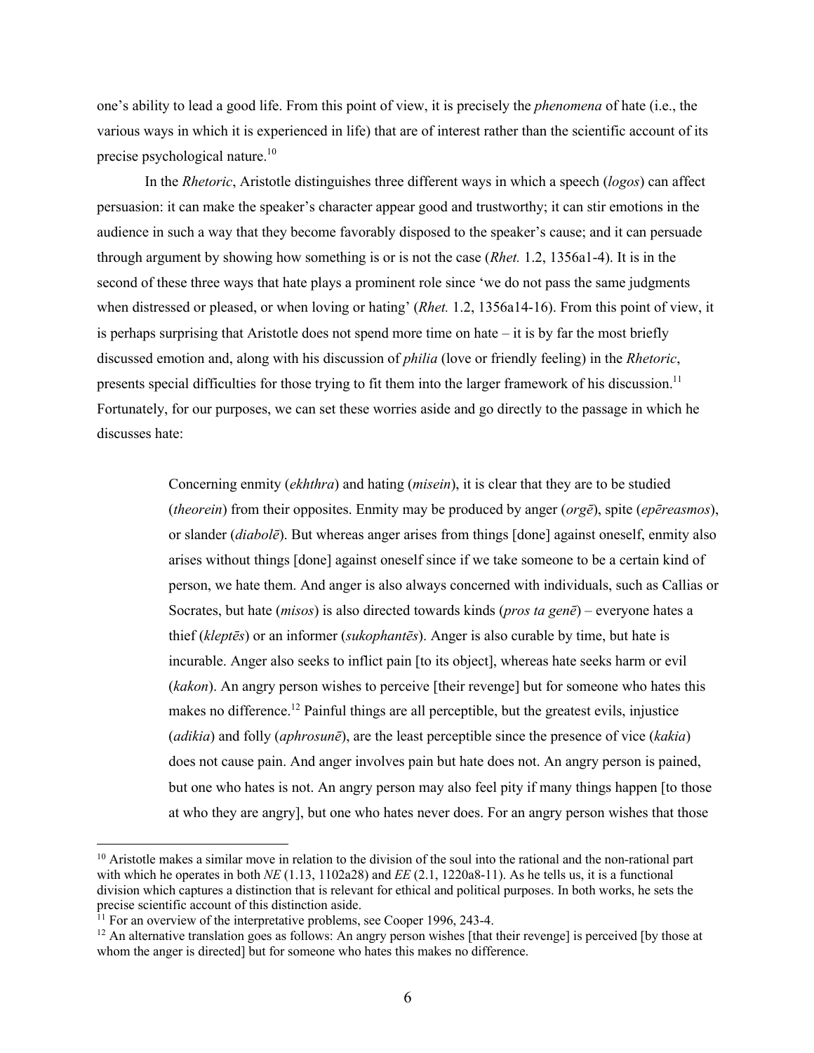one's ability to lead a good life. From this point of view, it is precisely the *phenomena* of hate (i.e., the various ways in which it is experienced in life) that are of interest rather than the scientific account of its precise psychological nature.[10]

In the *Rhetoric*, Aristotle distinguishes three different ways in which a speech (*logos*) can affect persuasion: it can make the speaker's character appear good and trustworthy; it can stir emotions in the audience in such a way that they become favorably disposed to the speaker's cause; and it can persuade through argument by showing how something is or is not the case (*Rhet.* 1.2, 1356a1-4). It is in the second of these three ways that hate plays a prominent role since 'we do not pass the same judgments when distressed or pleased, or when loving or hating' (*Rhet.* 1.2, 1356a14-16). From this point of view, it is perhaps surprising that Aristotle does not spend more time on hate – it is by far the most briefly discussed emotion and, along with his discussion of *philia* (love or friendly feeling) in the *Rhetoric*, presents special difficulties for those trying to fit them into the larger framework of his discussion.[11] Fortunately, for our purposes, we can set these worries aside and go directly to the passage in which he discusses hate:

> Concerning enmity (*ekhthra*) and hating (*misein*), it is clear that they are to be studied (*theorein*) from their opposites. Enmity may be produced by anger (*orgē*), spite (*epēreasmos*), or slander (*diabolē*). But whereas anger arises from things [done] against oneself, enmity also arises without things [done] against oneself since if we take someone to be a certain kind of person, we hate them. And anger is also always concerned with individuals, such as Callias or Socrates, but hate (*misos*) is also directed towards kinds (*pros ta genē*) – everyone hates a thief (*kleptēs*) or an informer (*sukophantēs*). Anger is also curable by time, but hate is incurable. Anger also seeks to inflict pain [to its object], whereas hate seeks harm or evil (*kakon*). An angry person wishes to perceive [their revenge] but for someone who hates this makes no difference.[12] Painful things are all perceptible, but the greatest evils, injustice (*adikia*) and folly (*aphrosunē*), are the least perceptible since the presence of vice (*kakia*) does not cause pain. And anger involves pain but hate does not. An angry person is pained, but one who hates is not. An angry person may also feel pity if many things happen [to those at who they are angry], but one who hates never does. For an angry person wishes that those

---

[10] Aristotle makes a similar move in relation to the division of the soul into the rational and the non-rational part with which he operates in both *NE* (1.13, 1102a28) and *EE* (2.1, 1220a8-11). As he tells us, it is a functional division which captures a distinction that is relevant for ethical and political purposes. In both works, he sets the precise scientific account of this distinction aside.

[11] For an overview of the interpretative problems, see Cooper 1996, 243-4.

[12] An alternative translation goes as follows: An angry person wishes [that their revenge] is perceived [by those at whom the anger is directed] but for someone who hates this makes no difference.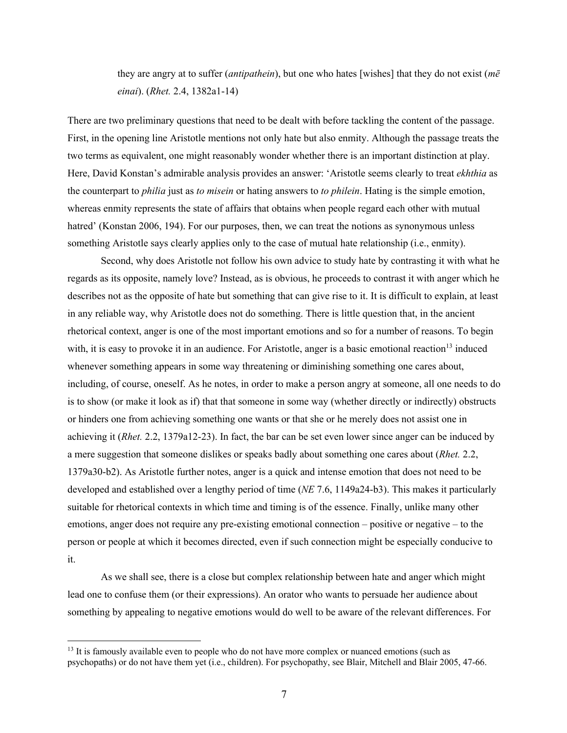> they are angry at to suffer (*antipathein*), but one who hates [wishes] that they do not exist (*mē einai*). (*Rhet.* 2.4, 1382a1-14)

There are two preliminary questions that need to be dealt with before tackling the content of the passage. First, in the opening line Aristotle mentions not only hate but also enmity. Although the passage treats the two terms as equivalent, one might reasonably wonder whether there is an important distinction at play. Here, David Konstan's admirable analysis provides an answer: 'Aristotle seems clearly to treat *ekhthia* as the counterpart to *philia* just as *to misein* or hating answers to *to philein*. Hating is the simple emotion, whereas enmity represents the state of affairs that obtains when people regard each other with mutual hatred' (Konstan 2006, 194). For our purposes, then, we can treat the notions as synonymous unless something Aristotle says clearly applies only to the case of mutual hate relationship (i.e., enmity).

Second, why does Aristotle not follow his own advice to study hate by contrasting it with what he regards as its opposite, namely love? Instead, as is obvious, he proceeds to contrast it with anger which he describes not as the opposite of hate but something that can give rise to it. It is difficult to explain, at least in any reliable way, why Aristotle does not do something. There is little question that, in the ancient rhetorical context, anger is one of the most important emotions and so for a number of reasons. To begin with, it is easy to provoke it in an audience. For Aristotle, anger is a basic emotional reaction[13] induced whenever something appears in some way threatening or diminishing something one cares about, including, of course, oneself. As he notes, in order to make a person angry at someone, all one needs to do is to show (or make it look as if) that that someone in some way (whether directly or indirectly) obstructs or hinders one from achieving something one wants or that she or he merely does not assist one in achieving it (*Rhet.* 2.2, 1379a12-23). In fact, the bar can be set even lower since anger can be induced by a mere suggestion that someone dislikes or speaks badly about something one cares about (*Rhet.* 2.2, 1379a30-b2). As Aristotle further notes, anger is a quick and intense emotion that does not need to be developed and established over a lengthy period of time (*NE* 7.6, 1149a24-b3). This makes it particularly suitable for rhetorical contexts in which time and timing is of the essence. Finally, unlike many other emotions, anger does not require any pre-existing emotional connection – positive or negative – to the person or people at which it becomes directed, even if such connection might be especially conducive to it.

As we shall see, there is a close but complex relationship between hate and anger which might lead one to confuse them (or their expressions). An orator who wants to persuade her audience about something by appealing to negative emotions would do well to be aware of the relevant differences. For

[13] It is famously available even to people who do not have more complex or nuanced emotions (such as psychopaths) or do not have them yet (i.e., children). For psychopathy, see Blair, Mitchell and Blair 2005, 47-66.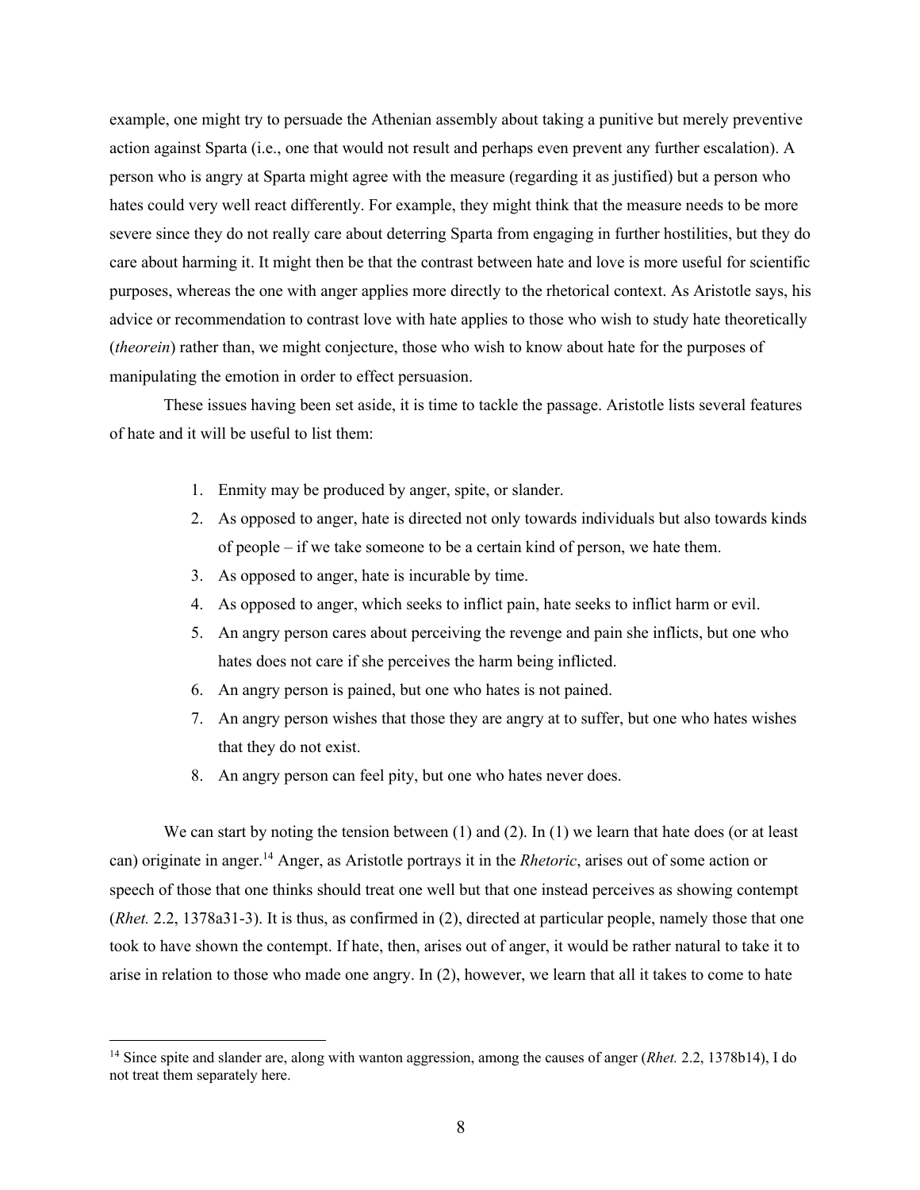example, one might try to persuade the Athenian assembly about taking a punitive but merely preventive action against Sparta (i.e., one that would not result and perhaps even prevent any further escalation). A person who is angry at Sparta might agree with the measure (regarding it as justified) but a person who hates could very well react differently. For example, they might think that the measure needs to be more severe since they do not really care about deterring Sparta from engaging in further hostilities, but they do care about harming it. It might then be that the contrast between hate and love is more useful for scientific purposes, whereas the one with anger applies more directly to the rhetorical context. As Aristotle says, his advice or recommendation to contrast love with hate applies to those who wish to study hate theoretically (*theorein*) rather than, we might conjecture, those who wish to know about hate for the purposes of manipulating the emotion in order to effect persuasion.

These issues having been set aside, it is time to tackle the passage. Aristotle lists several features of hate and it will be useful to list them:

1. Enmity may be produced by anger, spite, or slander.
2. As opposed to anger, hate is directed not only towards individuals but also towards kinds of people – if we take someone to be a certain kind of person, we hate them.
3. As opposed to anger, hate is incurable by time.
4. As opposed to anger, which seeks to inflict pain, hate seeks to inflict harm or evil.
5. An angry person cares about perceiving the revenge and pain she inflicts, but one who hates does not care if she perceives the harm being inflicted.
6. An angry person is pained, but one who hates is not pained.
7. An angry person wishes that those they are angry at to suffer, but one who hates wishes that they do not exist.
8. An angry person can feel pity, but one who hates never does.

We can start by noting the tension between (1) and (2). In (1) we learn that hate does (or at least can) originate in anger.[14] Anger, as Aristotle portrays it in the *Rhetoric*, arises out of some action or speech of those that one thinks should treat one well but that one instead perceives as showing contempt (*Rhet.* 2.2, 1378a31-3). It is thus, as confirmed in (2), directed at particular people, namely those that one took to have shown the contempt. If hate, then, arises out of anger, it would be rather natural to take it to arise in relation to those who made one angry. In (2), however, we learn that all it takes to come to hate

[14] Since spite and slander are, along with wanton aggression, among the causes of anger (*Rhet.* 2.2, 1378b14), I do not treat them separately here.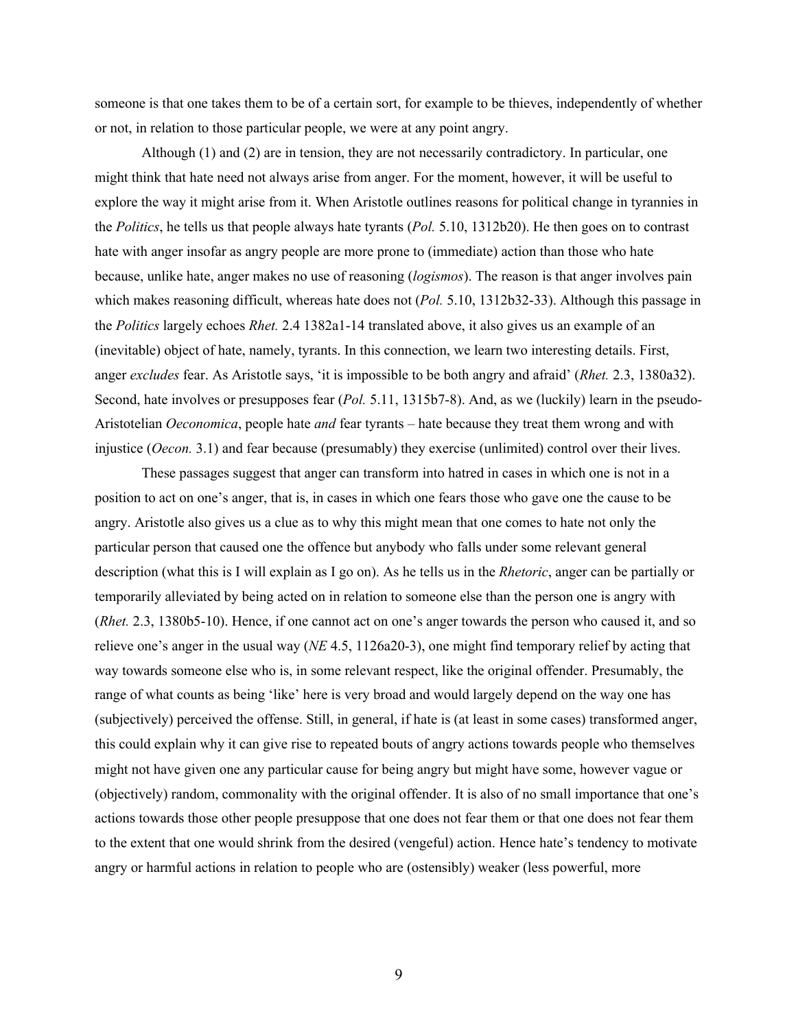someone is that one takes them to be of a certain sort, for example to be thieves, independently of whether or not, in relation to those particular people, we were at any point angry.

Although (1) and (2) are in tension, they are not necessarily contradictory. In particular, one might think that hate need not always arise from anger. For the moment, however, it will be useful to explore the way it might arise from it. When Aristotle outlines reasons for political change in tyrannies in the *Politics*, he tells us that people always hate tyrants (*Pol.* 5.10, 1312b20). He then goes on to contrast hate with anger insofar as angry people are more prone to (immediate) action than those who hate because, unlike hate, anger makes no use of reasoning (*logismos*). The reason is that anger involves pain which makes reasoning difficult, whereas hate does not (*Pol.* 5.10, 1312b32-33). Although this passage in the *Politics* largely echoes *Rhet.* 2.4 1382a1-14 translated above, it also gives us an example of an (inevitable) object of hate, namely, tyrants. In this connection, we learn two interesting details. First, anger *excludes* fear. As Aristotle says, 'it is impossible to be both angry and afraid' (*Rhet.* 2.3, 1380a32). Second, hate involves or presupposes fear (*Pol.* 5.11, 1315b7-8). And, as we (luckily) learn in the pseudo-Aristotelian *Oeconomica*, people hate *and* fear tyrants – hate because they treat them wrong and with injustice (*Oecon.* 3.1) and fear because (presumably) they exercise (unlimited) control over their lives.

These passages suggest that anger can transform into hatred in cases in which one is not in a position to act on one's anger, that is, in cases in which one fears those who gave one the cause to be angry. Aristotle also gives us a clue as to why this might mean that one comes to hate not only the particular person that caused one the offence but anybody who falls under some relevant general description (what this is I will explain as I go on). As he tells us in the *Rhetoric*, anger can be partially or temporarily alleviated by being acted on in relation to someone else than the person one is angry with (*Rhet.* 2.3, 1380b5-10). Hence, if one cannot act on one's anger towards the person who caused it, and so relieve one's anger in the usual way (*NE* 4.5, 1126a20-3), one might find temporary relief by acting that way towards someone else who is, in some relevant respect, like the original offender. Presumably, the range of what counts as being 'like' here is very broad and would largely depend on the way one has (subjectively) perceived the offense. Still, in general, if hate is (at least in some cases) transformed anger, this could explain why it can give rise to repeated bouts of angry actions towards people who themselves might not have given one any particular cause for being angry but might have some, however vague or (objectively) random, commonality with the original offender. It is also of no small importance that one's actions towards those other people presuppose that one does not fear them or that one does not fear them to the extent that one would shrink from the desired (vengeful) action. Hence hate's tendency to motivate angry or harmful actions in relation to people who are (ostensibly) weaker (less powerful, more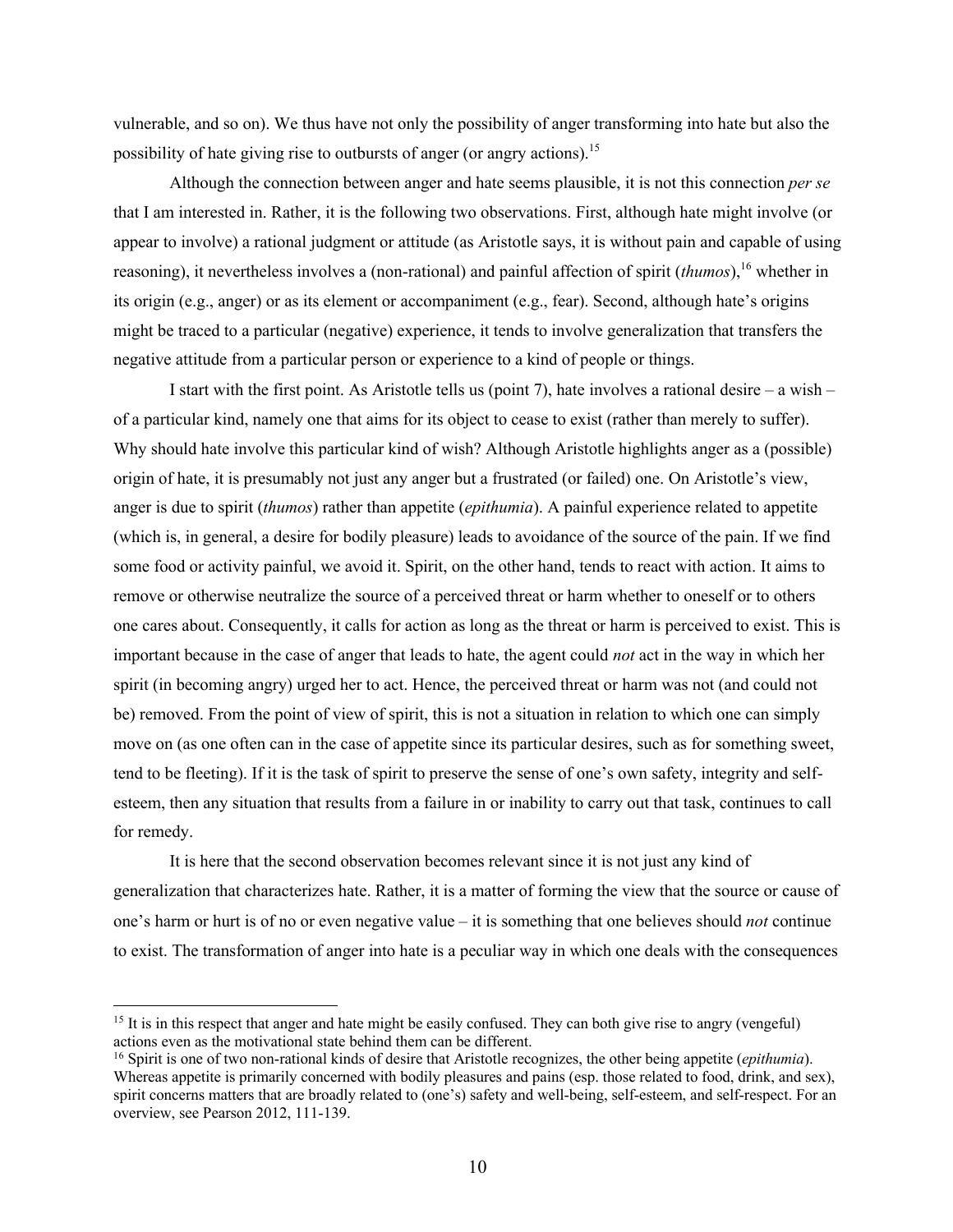vulnerable, and so on). We thus have not only the possibility of anger transforming into hate but also the possibility of hate giving rise to outbursts of anger (or angry actions).[15]

Although the connection between anger and hate seems plausible, it is not this connection *per se* that I am interested in. Rather, it is the following two observations. First, although hate might involve (or appear to involve) a rational judgment or attitude (as Aristotle says, it is without pain and capable of using reasoning), it nevertheless involves a (non-rational) and painful affection of spirit (*thumos*),[16] whether in its origin (e.g., anger) or as its element or accompaniment (e.g., fear). Second, although hate's origins might be traced to a particular (negative) experience, it tends to involve generalization that transfers the negative attitude from a particular person or experience to a kind of people or things.

I start with the first point. As Aristotle tells us (point 7), hate involves a rational desire – a wish – of a particular kind, namely one that aims for its object to cease to exist (rather than merely to suffer). Why should hate involve this particular kind of wish? Although Aristotle highlights anger as a (possible) origin of hate, it is presumably not just any anger but a frustrated (or failed) one. On Aristotle's view, anger is due to spirit (*thumos*) rather than appetite (*epithumia*). A painful experience related to appetite (which is, in general, a desire for bodily pleasure) leads to avoidance of the source of the pain. If we find some food or activity painful, we avoid it. Spirit, on the other hand, tends to react with action. It aims to remove or otherwise neutralize the source of a perceived threat or harm whether to oneself or to others one cares about. Consequently, it calls for action as long as the threat or harm is perceived to exist. This is important because in the case of anger that leads to hate, the agent could *not* act in the way in which her spirit (in becoming angry) urged her to act. Hence, the perceived threat or harm was not (and could not be) removed. From the point of view of spirit, this is not a situation in relation to which one can simply move on (as one often can in the case of appetite since its particular desires, such as for something sweet, tend to be fleeting). If it is the task of spirit to preserve the sense of one's own safety, integrity and self-esteem, then any situation that results from a failure in or inability to carry out that task, continues to call for remedy.

It is here that the second observation becomes relevant since it is not just any kind of generalization that characterizes hate. Rather, it is a matter of forming the view that the source or cause of one's harm or hurt is of no or even negative value – it is something that one believes should *not* continue to exist. The transformation of anger into hate is a peculiar way in which one deals with the consequences

---

[15] It is in this respect that anger and hate might be easily confused. They can both give rise to angry (vengeful) actions even as the motivational state behind them can be different.

[16] Spirit is one of two non-rational kinds of desire that Aristotle recognizes, the other being appetite (*epithumia*). Whereas appetite is primarily concerned with bodily pleasures and pains (esp. those related to food, drink, and sex), spirit concerns matters that are broadly related to (one's) safety and well-being, self-esteem, and self-respect. For an overview, see Pearson 2012, 111-139.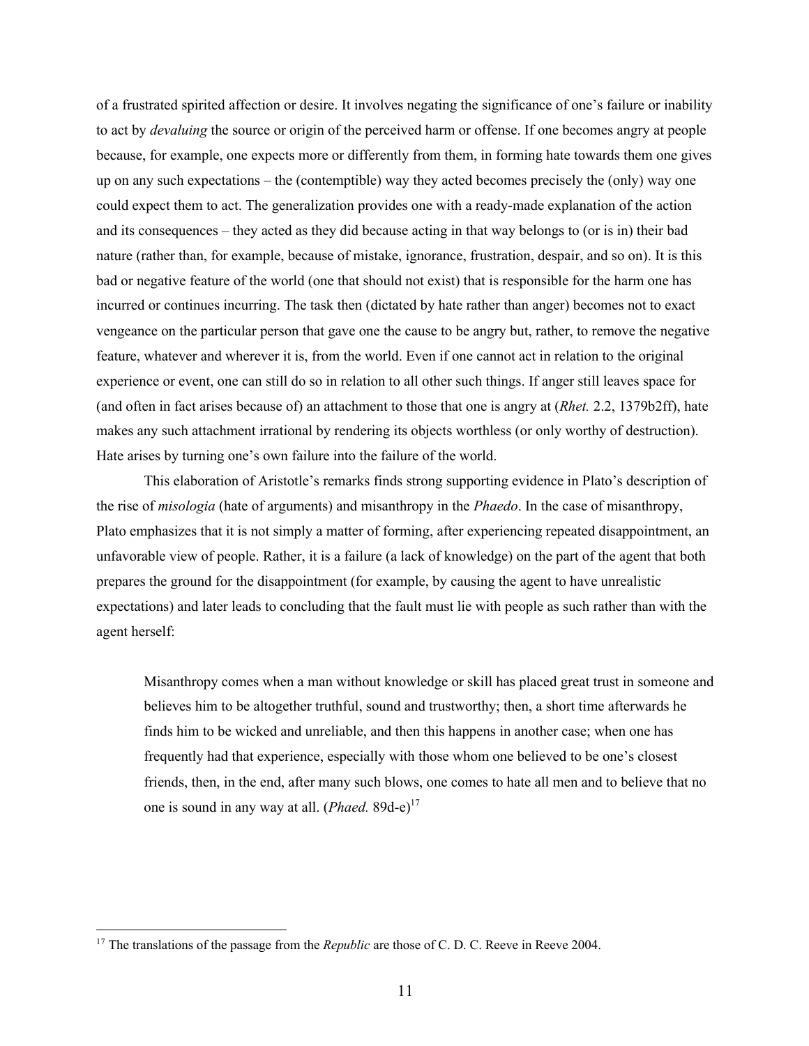of a frustrated spirited affection or desire. It involves negating the significance of one's failure or inability to act by *devaluing* the source or origin of the perceived harm or offense. If one becomes angry at people because, for example, one expects more or differently from them, in forming hate towards them one gives up on any such expectations – the (contemptible) way they acted becomes precisely the (only) way one could expect them to act. The generalization provides one with a ready-made explanation of the action and its consequences – they acted as they did because acting in that way belongs to (or is in) their bad nature (rather than, for example, because of mistake, ignorance, frustration, despair, and so on). It is this bad or negative feature of the world (one that should not exist) that is responsible for the harm one has incurred or continues incurring. The task then (dictated by hate rather than anger) becomes not to exact vengeance on the particular person that gave one the cause to be angry but, rather, to remove the negative feature, whatever and wherever it is, from the world. Even if one cannot act in relation to the original experience or event, one can still do so in relation to all other such things. If anger still leaves space for (and often in fact arises because of) an attachment to those that one is angry at (*Rhet.* 2.2, 1379b2ff), hate makes any such attachment irrational by rendering its objects worthless (or only worthy of destruction). Hate arises by turning one's own failure into the failure of the world.

This elaboration of Aristotle's remarks finds strong supporting evidence in Plato's description of the rise of *misologia* (hate of arguments) and misanthropy in the *Phaedo*. In the case of misanthropy, Plato emphasizes that it is not simply a matter of forming, after experiencing repeated disappointment, an unfavorable view of people. Rather, it is a failure (a lack of knowledge) on the part of the agent that both prepares the ground for the disappointment (for example, by causing the agent to have unrealistic expectations) and later leads to concluding that the fault must lie with people as such rather than with the agent herself:

> Misanthropy comes when a man without knowledge or skill has placed great trust in someone and believes him to be altogether truthful, sound and trustworthy; then, a short time afterwards he finds him to be wicked and unreliable, and then this happens in another case; when one has frequently had that experience, especially with those whom one believed to be one's closest friends, then, in the end, after many such blows, one comes to hate all men and to believe that no one is sound in any way at all. (*Phaed.* 89d-e)[17]

---

[17] The translations of the passage from the *Republic* are those of C. D. C. Reeve in Reeve 2004.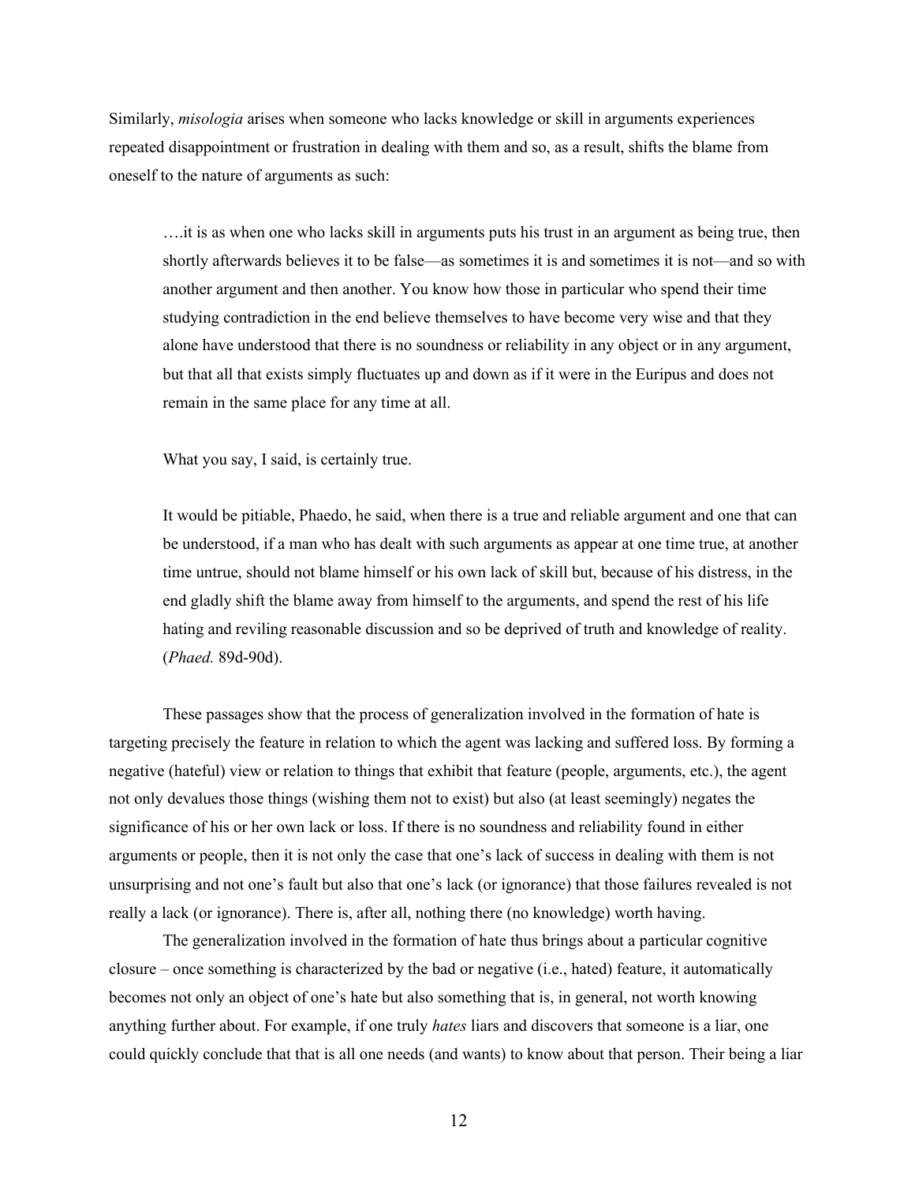Similarly, *misologia* arises when someone who lacks knowledge or skill in arguments experiences repeated disappointment or frustration in dealing with them and so, as a result, shifts the blame from oneself to the nature of arguments as such:

> ….it is as when one who lacks skill in arguments puts his trust in an argument as being true, then shortly afterwards believes it to be false—as sometimes it is and sometimes it is not—and so with another argument and then another. You know how those in particular who spend their time studying contradiction in the end believe themselves to have become very wise and that they alone have understood that there is no soundness or reliability in any object or in any argument, but that all that exists simply fluctuates up and down as if it were in the Euripus and does not remain in the same place for any time at all.
>
> What you say, I said, is certainly true.
>
> It would be pitiable, Phaedo, he said, when there is a true and reliable argument and one that can be understood, if a man who has dealt with such arguments as appear at one time true, at another time untrue, should not blame himself or his own lack of skill but, because of his distress, in the end gladly shift the blame away from himself to the arguments, and spend the rest of his life hating and reviling reasonable discussion and so be deprived of truth and knowledge of reality. (*Phaed.* 89d-90d).

These passages show that the process of generalization involved in the formation of hate is targeting precisely the feature in relation to which the agent was lacking and suffered loss. By forming a negative (hateful) view or relation to things that exhibit that feature (people, arguments, etc.), the agent not only devalues those things (wishing them not to exist) but also (at least seemingly) negates the significance of his or her own lack or loss. If there is no soundness and reliability found in either arguments or people, then it is not only the case that one's lack of success in dealing with them is not unsurprising and not one's fault but also that one's lack (or ignorance) that those failures revealed is not really a lack (or ignorance). There is, after all, nothing there (no knowledge) worth having.

The generalization involved in the formation of hate thus brings about a particular cognitive closure – once something is characterized by the bad or negative (i.e., hated) feature, it automatically becomes not only an object of one's hate but also something that is, in general, not worth knowing anything further about. For example, if one truly *hates* liars and discovers that someone is a liar, one could quickly conclude that that is all one needs (and wants) to know about that person. Their being a liar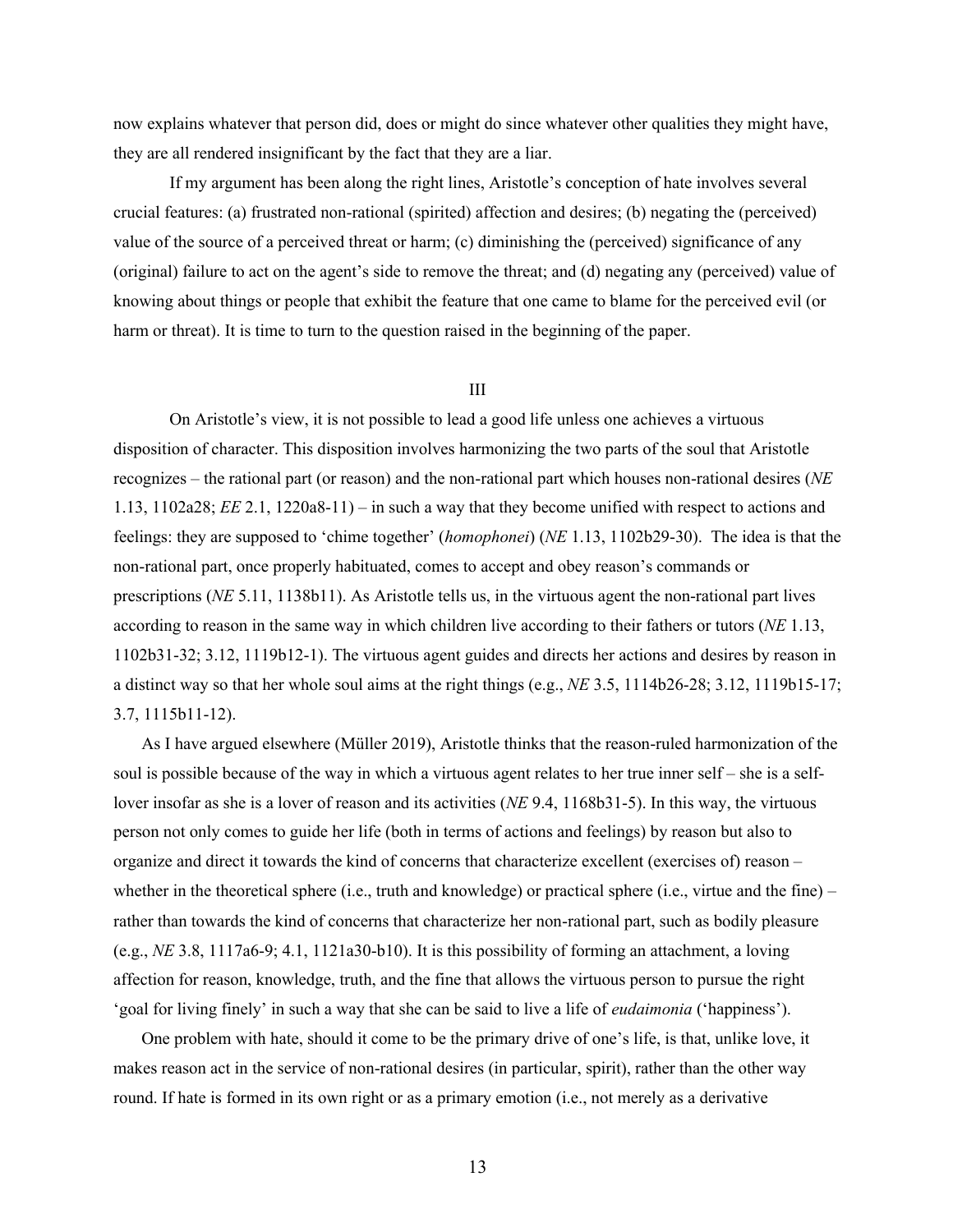now explains whatever that person did, does or might do since whatever other qualities they might have, they are all rendered insignificant by the fact that they are a liar.

If my argument has been along the right lines, Aristotle's conception of hate involves several crucial features: (a) frustrated non-rational (spirited) affection and desires; (b) negating the (perceived) value of the source of a perceived threat or harm; (c) diminishing the (perceived) significance of any (original) failure to act on the agent's side to remove the threat; and (d) negating any (perceived) value of knowing about things or people that exhibit the feature that one came to blame for the perceived evil (or harm or threat). It is time to turn to the question raised in the beginning of the paper.

## III

On Aristotle's view, it is not possible to lead a good life unless one achieves a virtuous disposition of character. This disposition involves harmonizing the two parts of the soul that Aristotle recognizes – the rational part (or reason) and the non-rational part which houses non-rational desires (*NE* 1.13, 1102a28; *EE* 2.1, 1220a8-11) – in such a way that they become unified with respect to actions and feelings: they are supposed to 'chime together' (*homophonei*) (*NE* 1.13, 1102b29-30). The idea is that the non-rational part, once properly habituated, comes to accept and obey reason's commands or prescriptions (*NE* 5.11, 1138b11). As Aristotle tells us, in the virtuous agent the non-rational part lives according to reason in the same way in which children live according to their fathers or tutors (*NE* 1.13, 1102b31-32; 3.12, 1119b12-1). The virtuous agent guides and directs her actions and desires by reason in a distinct way so that her whole soul aims at the right things (e.g., *NE* 3.5, 1114b26-28; 3.12, 1119b15-17; 3.7, 1115b11-12).

As I have argued elsewhere (Müller 2019), Aristotle thinks that the reason-ruled harmonization of the soul is possible because of the way in which a virtuous agent relates to her true inner self – she is a self-lover insofar as she is a lover of reason and its activities (*NE* 9.4, 1168b31-5). In this way, the virtuous person not only comes to guide her life (both in terms of actions and feelings) by reason but also to organize and direct it towards the kind of concerns that characterize excellent (exercises of) reason – whether in the theoretical sphere (i.e., truth and knowledge) or practical sphere (i.e., virtue and the fine) – rather than towards the kind of concerns that characterize her non-rational part, such as bodily pleasure (e.g., *NE* 3.8, 1117a6-9; 4.1, 1121a30-b10). It is this possibility of forming an attachment, a loving affection for reason, knowledge, truth, and the fine that allows the virtuous person to pursue the right 'goal for living finely' in such a way that she can be said to live a life of *eudaimonia* ('happiness').

One problem with hate, should it come to be the primary drive of one's life, is that, unlike love, it makes reason act in the service of non-rational desires (in particular, spirit), rather than the other way round. If hate is formed in its own right or as a primary emotion (i.e., not merely as a derivative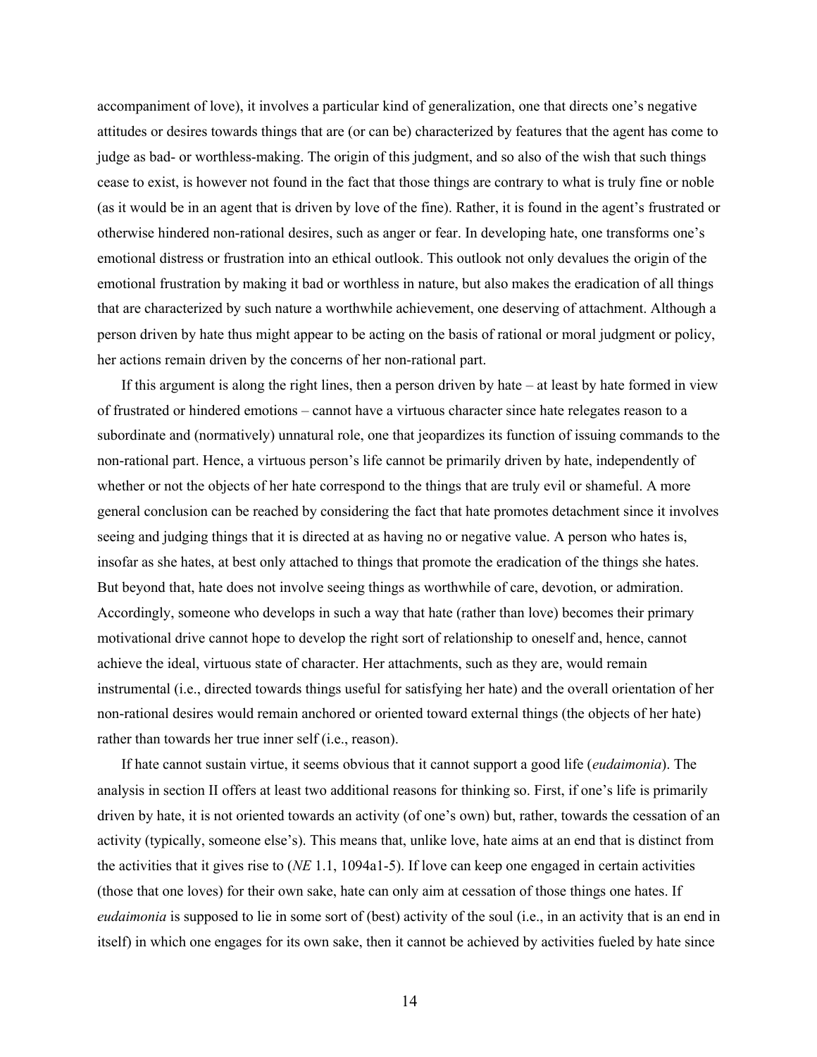accompaniment of love), it involves a particular kind of generalization, one that directs one's negative attitudes or desires towards things that are (or can be) characterized by features that the agent has come to judge as bad- or worthless-making. The origin of this judgment, and so also of the wish that such things cease to exist, is however not found in the fact that those things are contrary to what is truly fine or noble (as it would be in an agent that is driven by love of the fine). Rather, it is found in the agent's frustrated or otherwise hindered non-rational desires, such as anger or fear. In developing hate, one transforms one's emotional distress or frustration into an ethical outlook. This outlook not only devalues the origin of the emotional frustration by making it bad or worthless in nature, but also makes the eradication of all things that are characterized by such nature a worthwhile achievement, one deserving of attachment. Although a person driven by hate thus might appear to be acting on the basis of rational or moral judgment or policy, her actions remain driven by the concerns of her non-rational part.

If this argument is along the right lines, then a person driven by hate – at least by hate formed in view of frustrated or hindered emotions – cannot have a virtuous character since hate relegates reason to a subordinate and (normatively) unnatural role, one that jeopardizes its function of issuing commands to the non-rational part. Hence, a virtuous person's life cannot be primarily driven by hate, independently of whether or not the objects of her hate correspond to the things that are truly evil or shameful. A more general conclusion can be reached by considering the fact that hate promotes detachment since it involves seeing and judging things that it is directed at as having no or negative value. A person who hates is, insofar as she hates, at best only attached to things that promote the eradication of the things she hates. But beyond that, hate does not involve seeing things as worthwhile of care, devotion, or admiration. Accordingly, someone who develops in such a way that hate (rather than love) becomes their primary motivational drive cannot hope to develop the right sort of relationship to oneself and, hence, cannot achieve the ideal, virtuous state of character. Her attachments, such as they are, would remain instrumental (i.e., directed towards things useful for satisfying her hate) and the overall orientation of her non-rational desires would remain anchored or oriented toward external things (the objects of her hate) rather than towards her true inner self (i.e., reason).

If hate cannot sustain virtue, it seems obvious that it cannot support a good life (*eudaimonia*). The analysis in section II offers at least two additional reasons for thinking so. First, if one's life is primarily driven by hate, it is not oriented towards an activity (of one's own) but, rather, towards the cessation of an activity (typically, someone else's). This means that, unlike love, hate aims at an end that is distinct from the activities that it gives rise to (*NE* 1.1, 1094a1-5). If love can keep one engaged in certain activities (those that one loves) for their own sake, hate can only aim at cessation of those things one hates. If *eudaimonia* is supposed to lie in some sort of (best) activity of the soul (i.e., in an activity that is an end in itself) in which one engages for its own sake, then it cannot be achieved by activities fueled by hate since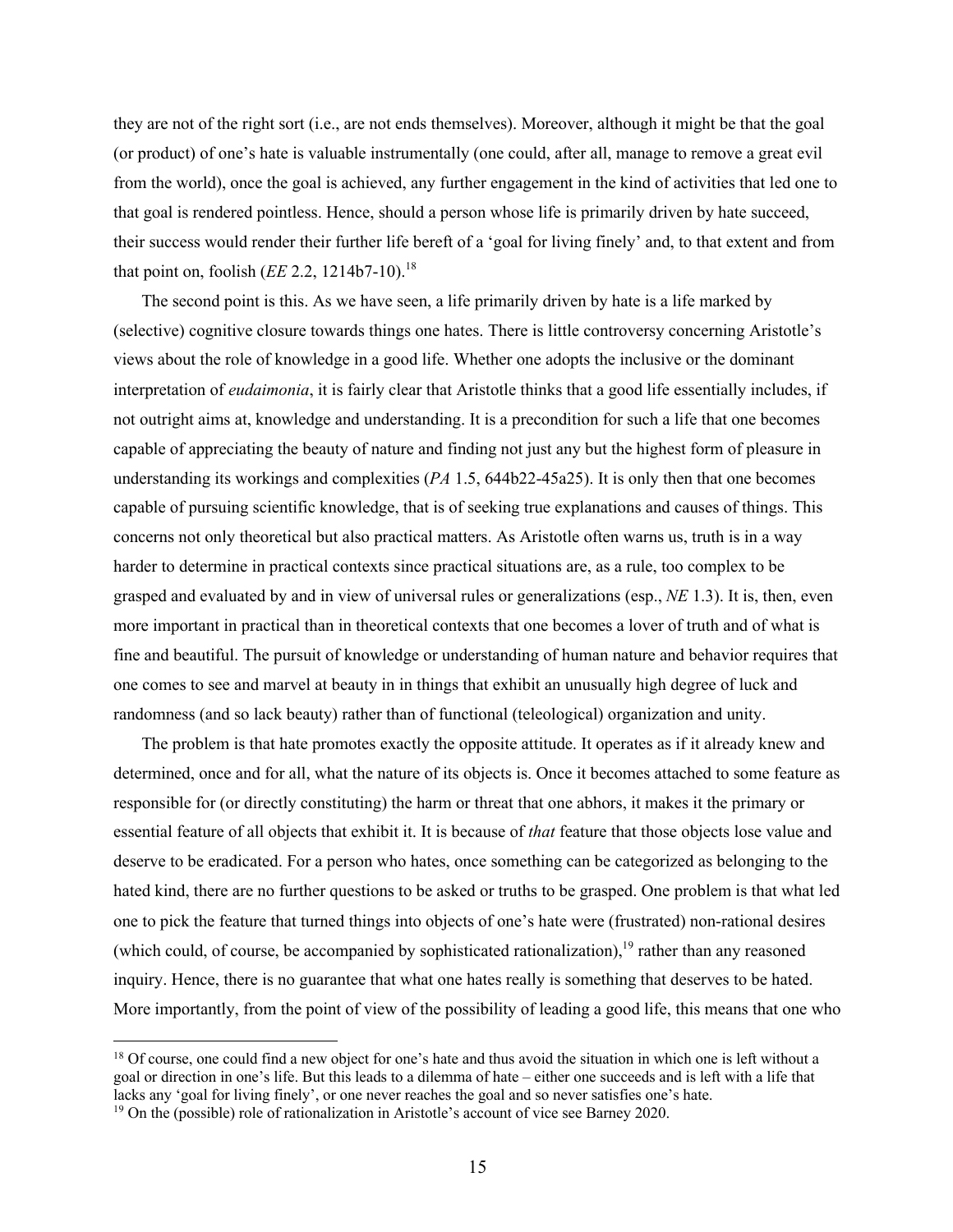they are not of the right sort (i.e., are not ends themselves). Moreover, although it might be that the goal (or product) of one's hate is valuable instrumentally (one could, after all, manage to remove a great evil from the world), once the goal is achieved, any further engagement in the kind of activities that led one to that goal is rendered pointless. Hence, should a person whose life is primarily driven by hate succeed, their success would render their further life bereft of a 'goal for living finely' and, to that extent and from that point on, foolish (*EE* 2.2, 1214b7-10).[18]

The second point is this. As we have seen, a life primarily driven by hate is a life marked by (selective) cognitive closure towards things one hates. There is little controversy concerning Aristotle's views about the role of knowledge in a good life. Whether one adopts the inclusive or the dominant interpretation of *eudaimonia*, it is fairly clear that Aristotle thinks that a good life essentially includes, if not outright aims at, knowledge and understanding. It is a precondition for such a life that one becomes capable of appreciating the beauty of nature and finding not just any but the highest form of pleasure in understanding its workings and complexities (*PA* 1.5, 644b22-45a25). It is only then that one becomes capable of pursuing scientific knowledge, that is of seeking true explanations and causes of things. This concerns not only theoretical but also practical matters. As Aristotle often warns us, truth is in a way harder to determine in practical contexts since practical situations are, as a rule, too complex to be grasped and evaluated by and in view of universal rules or generalizations (esp., *NE* 1.3). It is, then, even more important in practical than in theoretical contexts that one becomes a lover of truth and of what is fine and beautiful. The pursuit of knowledge or understanding of human nature and behavior requires that one comes to see and marvel at beauty in in things that exhibit an unusually high degree of luck and randomness (and so lack beauty) rather than of functional (teleological) organization and unity.

The problem is that hate promotes exactly the opposite attitude. It operates as if it already knew and determined, once and for all, what the nature of its objects is. Once it becomes attached to some feature as responsible for (or directly constituting) the harm or threat that one abhors, it makes it the primary or essential feature of all objects that exhibit it. It is because of *that* feature that those objects lose value and deserve to be eradicated. For a person who hates, once something can be categorized as belonging to the hated kind, there are no further questions to be asked or truths to be grasped. One problem is that what led one to pick the feature that turned things into objects of one's hate were (frustrated) non-rational desires (which could, of course, be accompanied by sophisticated rationalization),[19] rather than any reasoned inquiry. Hence, there is no guarantee that what one hates really is something that deserves to be hated. More importantly, from the point of view of the possibility of leading a good life, this means that one who

---

[18] Of course, one could find a new object for one's hate and thus avoid the situation in which one is left without a goal or direction in one's life. But this leads to a dilemma of hate – either one succeeds and is left with a life that lacks any 'goal for living finely', or one never reaches the goal and so never satisfies one's hate.

[19] On the (possible) role of rationalization in Aristotle's account of vice see Barney 2020.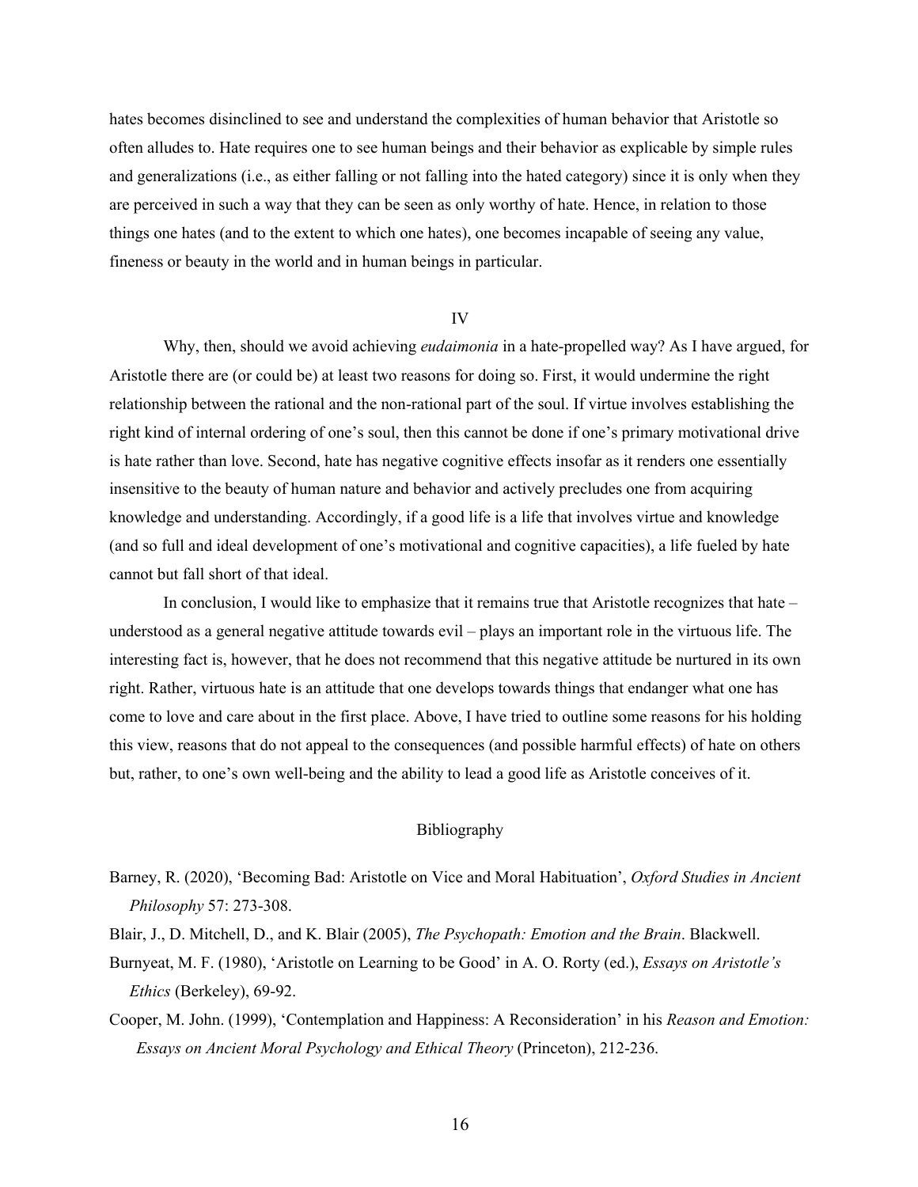hates becomes disinclined to see and understand the complexities of human behavior that Aristotle so often alludes to. Hate requires one to see human beings and their behavior as explicable by simple rules and generalizations (i.e., as either falling or not falling into the hated category) since it is only when they are perceived in such a way that they can be seen as only worthy of hate. Hence, in relation to those things one hates (and to the extent to which one hates), one becomes incapable of seeing any value, fineness or beauty in the world and in human beings in particular.

## IV

Why, then, should we avoid achieving *eudaimonia* in a hate-propelled way? As I have argued, for Aristotle there are (or could be) at least two reasons for doing so. First, it would undermine the right relationship between the rational and the non-rational part of the soul. If virtue involves establishing the right kind of internal ordering of one's soul, then this cannot be done if one's primary motivational drive is hate rather than love. Second, hate has negative cognitive effects insofar as it renders one essentially insensitive to the beauty of human nature and behavior and actively precludes one from acquiring knowledge and understanding. Accordingly, if a good life is a life that involves virtue and knowledge (and so full and ideal development of one's motivational and cognitive capacities), a life fueled by hate cannot but fall short of that ideal.

In conclusion, I would like to emphasize that it remains true that Aristotle recognizes that hate – understood as a general negative attitude towards evil – plays an important role in the virtuous life. The interesting fact is, however, that he does not recommend that this negative attitude be nurtured in its own right. Rather, virtuous hate is an attitude that one develops towards things that endanger what one has come to love and care about in the first place. Above, I have tried to outline some reasons for his holding this view, reasons that do not appeal to the consequences (and possible harmful effects) of hate on others but, rather, to one's own well-being and the ability to lead a good life as Aristotle conceives of it.

## Bibliography

Barney, R. (2020), 'Becoming Bad: Aristotle on Vice and Moral Habituation', *Oxford Studies in Ancient Philosophy* 57: 273-308.

Blair, J., D. Mitchell, D., and K. Blair (2005), *The Psychopath: Emotion and the Brain*. Blackwell.

Burnyeat, M. F. (1980), 'Aristotle on Learning to be Good' in A. O. Rorty (ed.), *Essays on Aristotle's Ethics* (Berkeley), 69-92.

Cooper, M. John. (1999), 'Contemplation and Happiness: A Reconsideration' in his *Reason and Emotion: Essays on Ancient Moral Psychology and Ethical Theory* (Princeton), 212-236.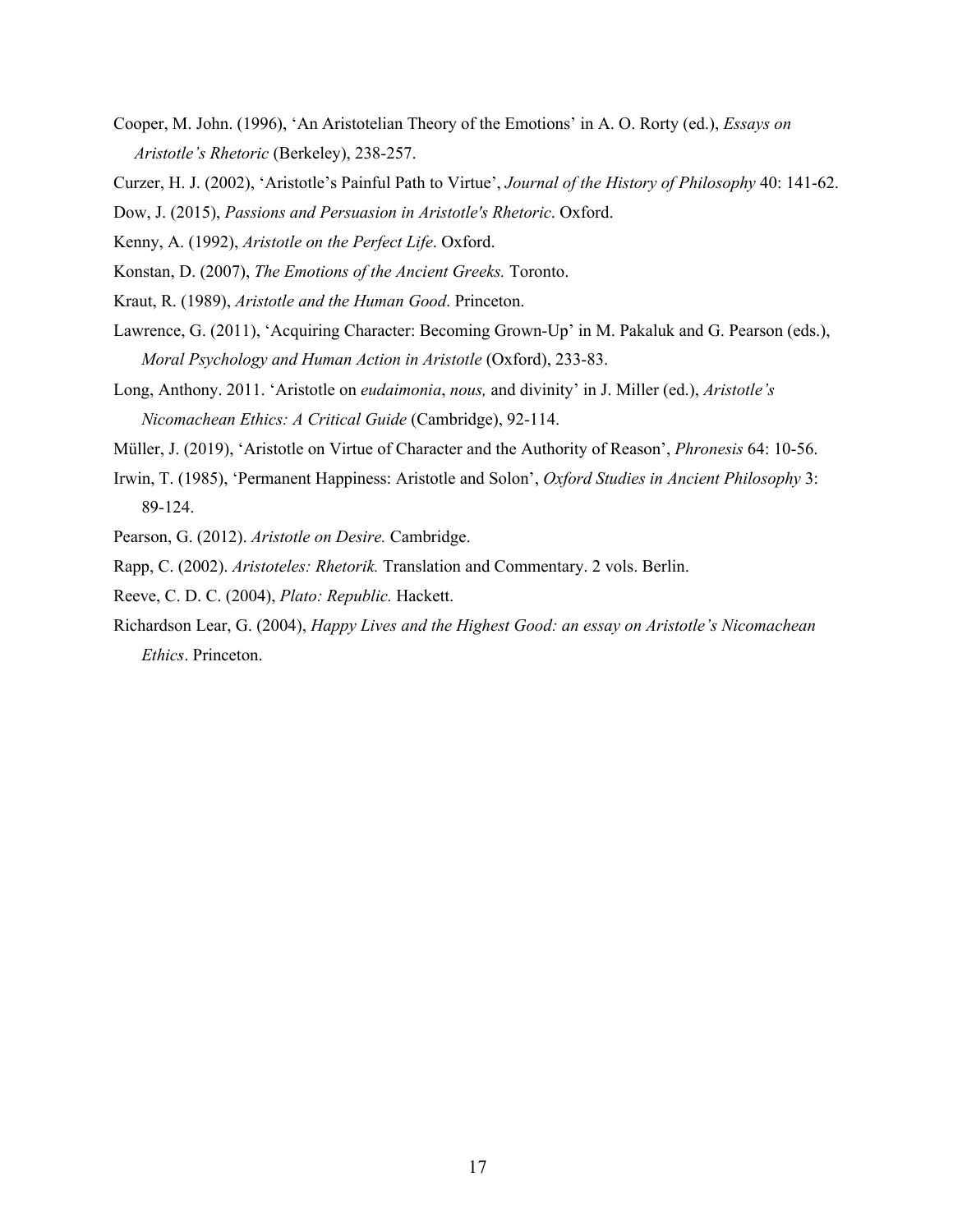Cooper, M. John. (1996), 'An Aristotelian Theory of the Emotions' in A. O. Rorty (ed.), *Essays on Aristotle's Rhetoric* (Berkeley), 238-257.

Curzer, H. J. (2002), 'Aristotle's Painful Path to Virtue', *Journal of the History of Philosophy* 40: 141-62.

Dow, J. (2015), *Passions and Persuasion in Aristotle's Rhetoric*. Oxford.

Kenny, A. (1992), *Aristotle on the Perfect Life*. Oxford.

Konstan, D. (2007), *The Emotions of the Ancient Greeks.* Toronto.

Kraut, R. (1989), *Aristotle and the Human Good*. Princeton.

Lawrence, G. (2011), 'Acquiring Character: Becoming Grown-Up' in M. Pakaluk and G. Pearson (eds.), *Moral Psychology and Human Action in Aristotle* (Oxford), 233-83.

Long, Anthony. 2011. 'Aristotle on *eudaimonia*, *nous,* and divinity' in J. Miller (ed.), *Aristotle's Nicomachean Ethics: A Critical Guide* (Cambridge), 92-114.

Müller, J. (2019), 'Aristotle on Virtue of Character and the Authority of Reason', *Phronesis* 64: 10-56.

Irwin, T. (1985), 'Permanent Happiness: Aristotle and Solon', *Oxford Studies in Ancient Philosophy* 3: 89-124.

Pearson, G. (2012). *Aristotle on Desire.* Cambridge.

Rapp, C. (2002). *Aristoteles: Rhetorik.* Translation and Commentary. 2 vols. Berlin.

Reeve, C. D. C. (2004), *Plato: Republic.* Hackett.

Richardson Lear, G. (2004), *Happy Lives and the Highest Good: an essay on Aristotle's Nicomachean Ethics*. Princeton.